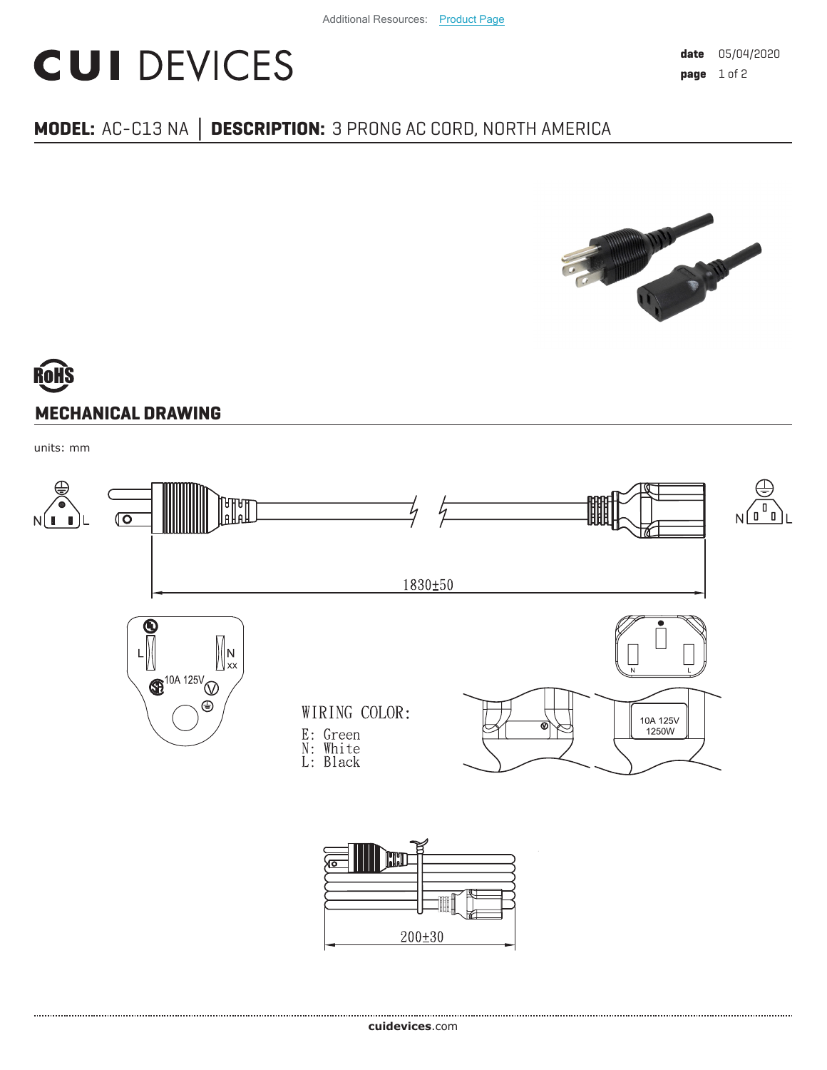Additional Resources: Product Page

# CUI DEVICES

**date** 05/04/2020

**MODEL:** AC-C13 NA │ **DESCRIPTION:** 3 PRONG AC CORD, NORTH AMERICA

## MECHANICAL DRAWING

units: mm

1830±50

10A 125V

WIRING COLOR:
E: Green
N: White
L: Black

10A 125V
1250W

200±30

**cuidevices**.com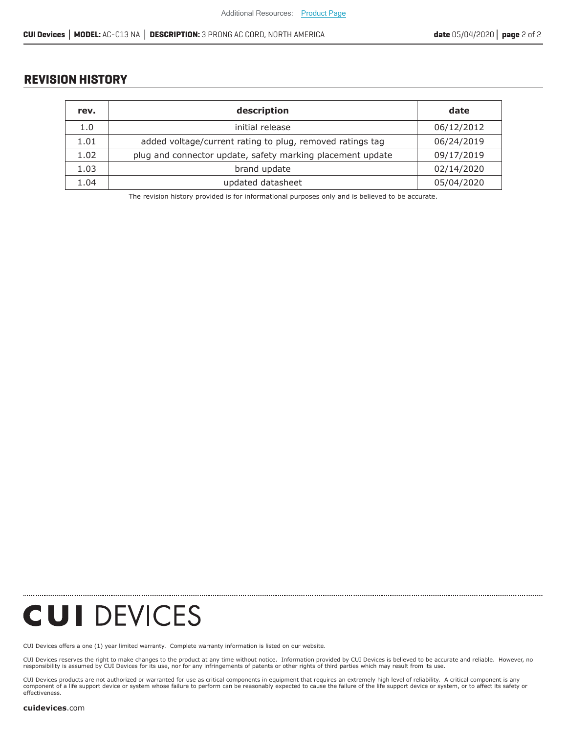## REVISION HISTORY

| rev. | description | date |
|---|---|---|
| 1.0 | initial release | 06/12/2012 |
| 1.01 | added voltage/current rating to plug, removed ratings tag | 06/24/2019 |
| 1.02 | plug and connector update, safety marking placement update | 09/17/2019 |
| 1.03 | brand update | 02/14/2020 |
| 1.04 | updated datasheet | 05/04/2020 |

The revision history provided is for informational purposes only and is believed to be accurate.

**CUI DEVICES**

CUI Devices offers a one (1) year limited warranty. Complete warranty information is listed on our website.

CUI Devices reserves the right to make changes to the product at any time without notice. Information provided by CUI Devices is believed to be accurate and reliable. However, no responsibility is assumed by CUI Devices for its use, nor for any infringements of patents or other rights of third parties which may result from its use.

CUI Devices products are not authorized or warranted for use as critical components in equipment that requires an extremely high level of reliability. A critical component is any component of a life support device or system whose failure to perform can be reasonably expected to cause the failure of the life support device or system, or to affect its safety or effectiveness.

**cuidevices**.com